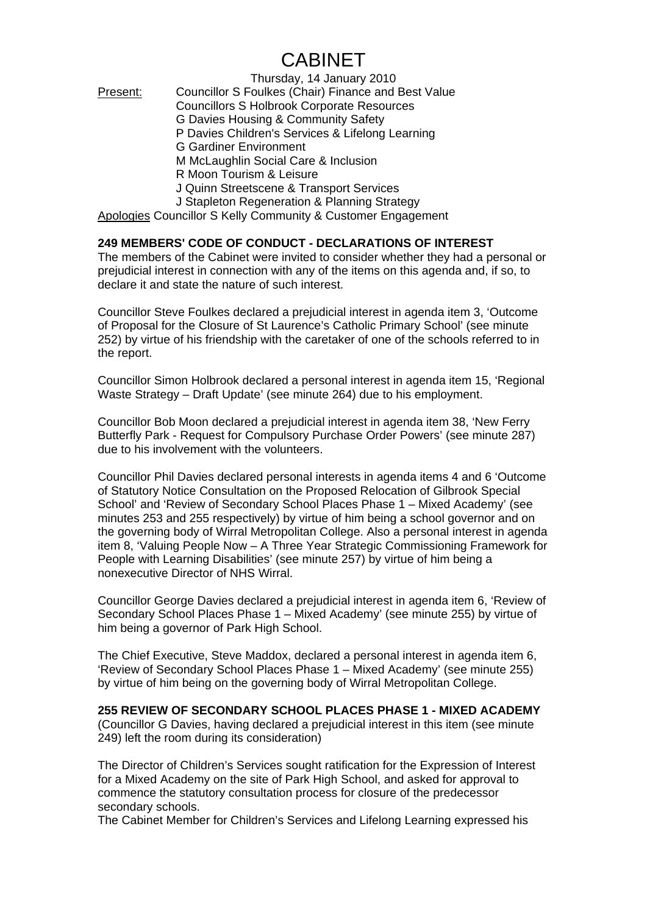# CABINET

Thursday, 14 January 2010

Present: Councillor S Foulkes (Chair) Finance and Best Value
Councillors S Holbrook Corporate Resources
G Davies Housing & Community Safety
P Davies Children's Services & Lifelong Learning
G Gardiner Environment
M McLaughlin Social Care & Inclusion
R Moon Tourism & Leisure
J Quinn Streetscene & Transport Services
J Stapleton Regeneration & Planning Strategy

Apologies Councillor S Kelly Community & Customer Engagement

**249 MEMBERS' CODE OF CONDUCT - DECLARATIONS OF INTEREST**

The members of the Cabinet were invited to consider whether they had a personal or prejudicial interest in connection with any of the items on this agenda and, if so, to declare it and state the nature of such interest.

Councillor Steve Foulkes declared a prejudicial interest in agenda item 3, 'Outcome of Proposal for the Closure of St Laurence's Catholic Primary School' (see minute 252) by virtue of his friendship with the caretaker of one of the schools referred to in the report.

Councillor Simon Holbrook declared a personal interest in agenda item 15, 'Regional Waste Strategy – Draft Update' (see minute 264) due to his employment.

Councillor Bob Moon declared a prejudicial interest in agenda item 38, 'New Ferry Butterfly Park - Request for Compulsory Purchase Order Powers' (see minute 287) due to his involvement with the volunteers.

Councillor Phil Davies declared personal interests in agenda items 4 and 6 'Outcome of Statutory Notice Consultation on the Proposed Relocation of Gilbrook Special School' and 'Review of Secondary School Places Phase 1 – Mixed Academy' (see minutes 253 and 255 respectively) by virtue of him being a school governor and on the governing body of Wirral Metropolitan College. Also a personal interest in agenda item 8, 'Valuing People Now – A Three Year Strategic Commissioning Framework for People with Learning Disabilities' (see minute 257) by virtue of him being a nonexecutive Director of NHS Wirral.

Councillor George Davies declared a prejudicial interest in agenda item 6, 'Review of Secondary School Places Phase 1 – Mixed Academy' (see minute 255) by virtue of him being a governor of Park High School.

The Chief Executive, Steve Maddox, declared a personal interest in agenda item 6, 'Review of Secondary School Places Phase 1 – Mixed Academy' (see minute 255) by virtue of him being on the governing body of Wirral Metropolitan College.

**255 REVIEW OF SECONDARY SCHOOL PLACES PHASE 1 - MIXED ACADEMY**

(Councillor G Davies, having declared a prejudicial interest in this item (see minute 249) left the room during its consideration)

The Director of Children's Services sought ratification for the Expression of Interest for a Mixed Academy on the site of Park High School, and asked for approval to commence the statutory consultation process for closure of the predecessor secondary schools.
The Cabinet Member for Children's Services and Lifelong Learning expressed his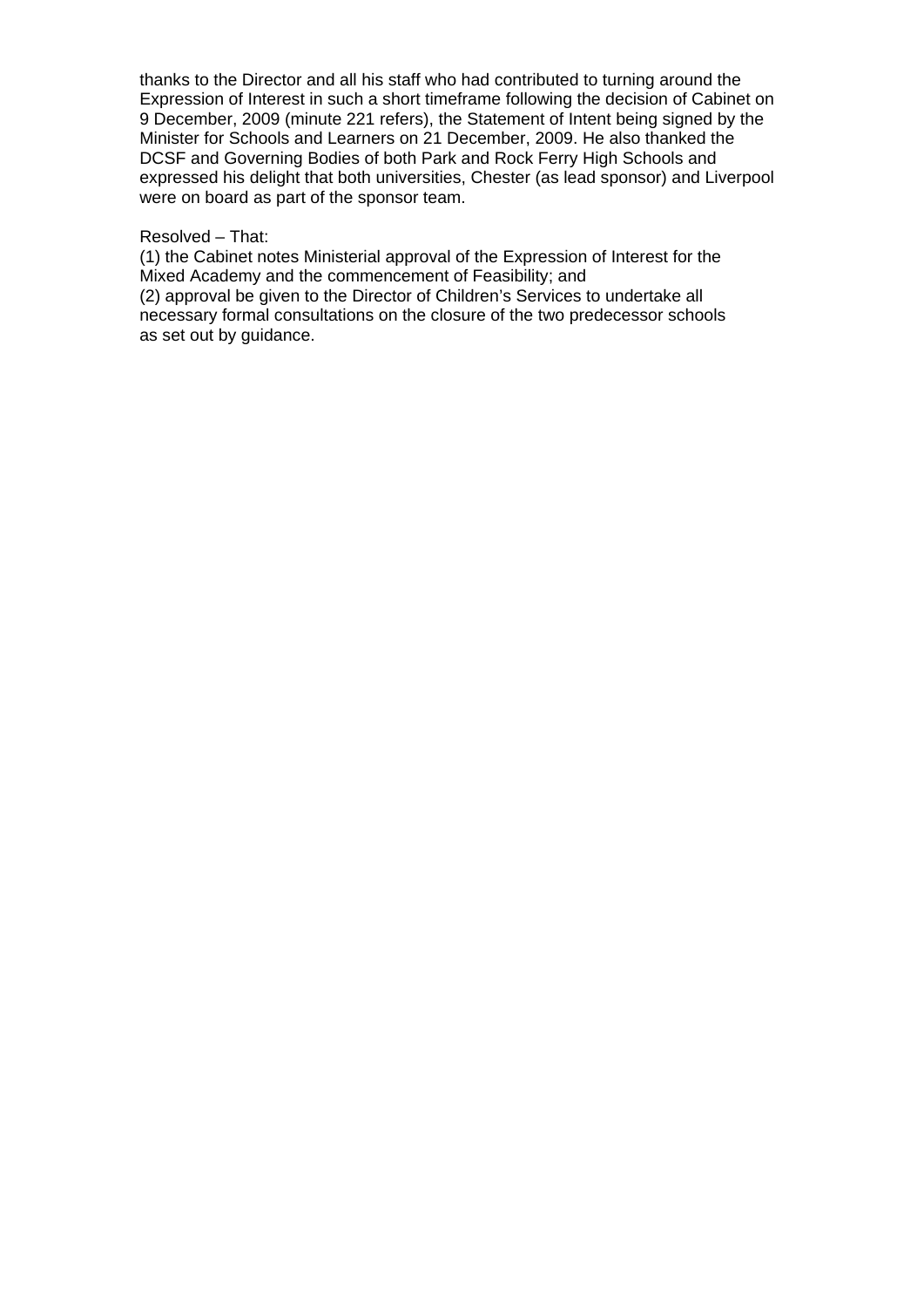thanks to the Director and all his staff who had contributed to turning around the Expression of Interest in such a short timeframe following the decision of Cabinet on 9 December, 2009 (minute 221 refers), the Statement of Intent being signed by the Minister for Schools and Learners on 21 December, 2009. He also thanked the DCSF and Governing Bodies of both Park and Rock Ferry High Schools and expressed his delight that both universities, Chester (as lead sponsor) and Liverpool were on board as part of the sponsor team.

Resolved – That:
(1) the Cabinet notes Ministerial approval of the Expression of Interest for the Mixed Academy and the commencement of Feasibility; and
(2) approval be given to the Director of Children's Services to undertake all necessary formal consultations on the closure of the two predecessor schools as set out by guidance.